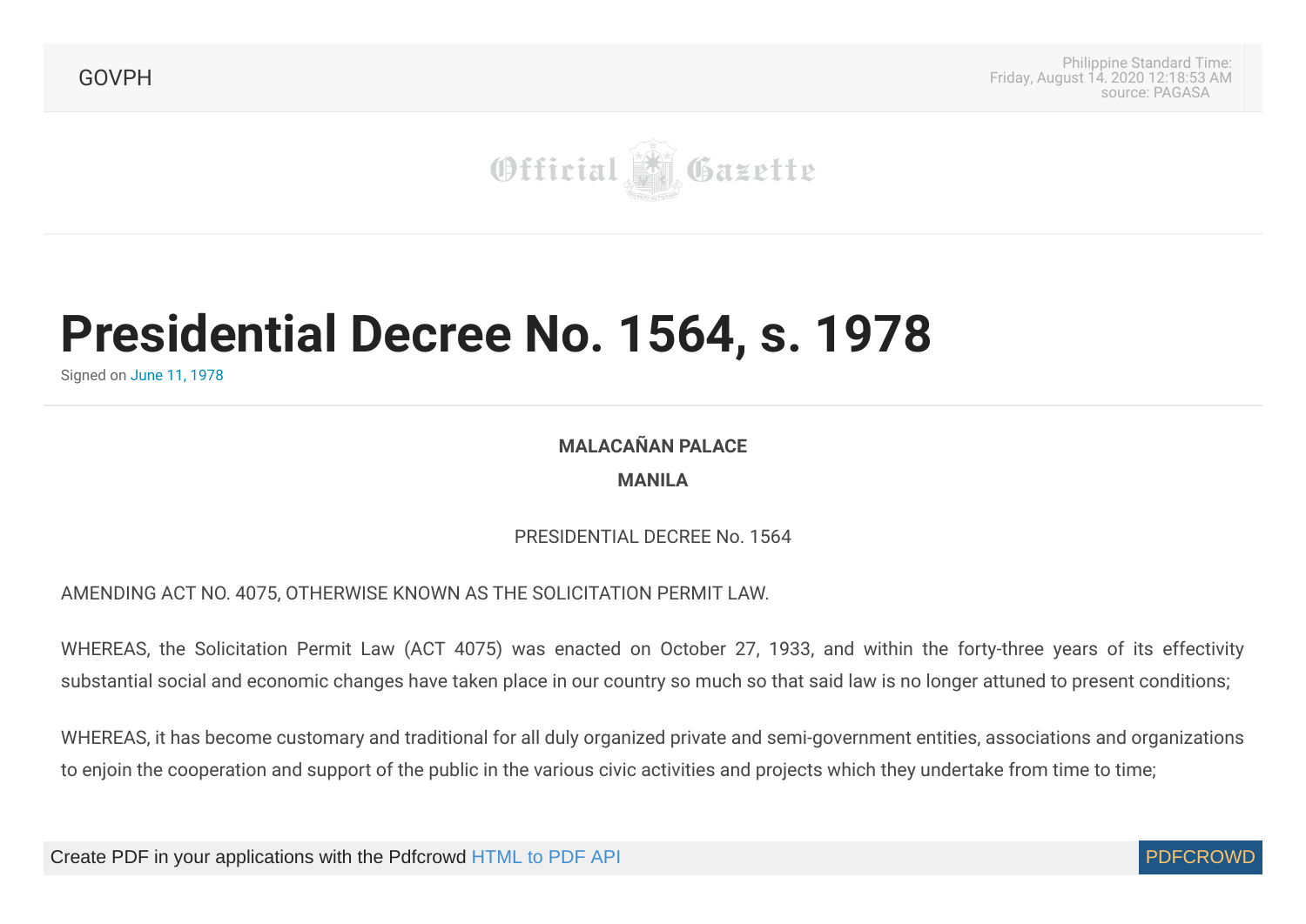# Presidential Decree No. 1564, s. 1978

Signed on June 11, 1978

**MALACAÑAN PALACE**

**MANILA**

PRESIDENTIAL DECREE No. 1564

AMENDING ACT NO. 4075, OTHERWISE KNOWN AS THE SOLICITATION PERMIT LAW.

WHEREAS, the Solicitation Permit Law (ACT 4075) was enacted on October 27, 1933, and within the forty-three years of its effectivity substantial social and economic changes have taken place in our country so much so that said law is no longer attuned to present conditions;

WHEREAS, it has become customary and traditional for all duly organized private and semi-government entities, associations and organizations to enjoin the cooperation and support of the public in the various civic activities and projects which they undertake from time to time;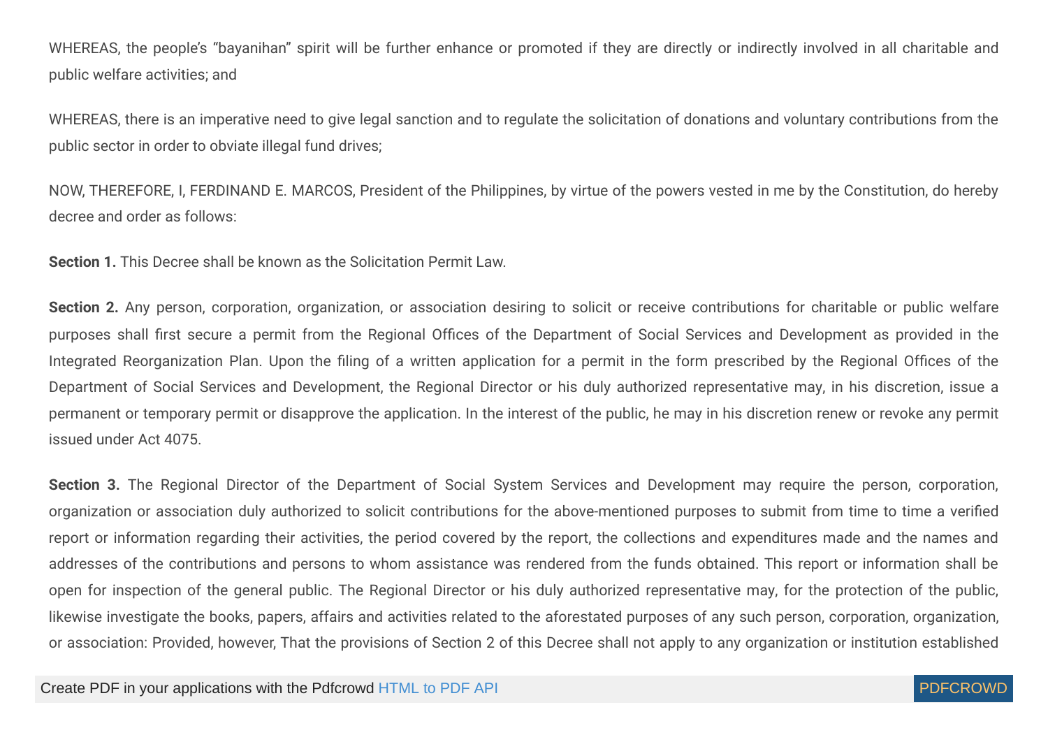WHEREAS, the people's "bayanihan" spirit will be further enhance or promoted if they are directly or indirectly involved in all charitable and public welfare activities; and

WHEREAS, there is an imperative need to give legal sanction and to regulate the solicitation of donations and voluntary contributions from the public sector in order to obviate illegal fund drives;

NOW, THEREFORE, I, FERDINAND E. MARCOS, President of the Philippines, by virtue of the powers vested in me by the Constitution, do hereby decree and order as follows:

**Section 1.** This Decree shall be known as the Solicitation Permit Law.

**Section 2.** Any person, corporation, organization, or association desiring to solicit or receive contributions for charitable or public welfare purposes shall first secure a permit from the Regional Offices of the Department of Social Services and Development as provided in the Integrated Reorganization Plan. Upon the filing of a written application for a permit in the form prescribed by the Regional Offices of the Department of Social Services and Development, the Regional Director or his duly authorized representative may, in his discretion, issue a permanent or temporary permit or disapprove the application. In the interest of the public, he may in his discretion renew or revoke any permit issued under Act 4075.

**Section 3.** The Regional Director of the Department of Social System Services and Development may require the person, corporation, organization or association duly authorized to solicit contributions for the above-mentioned purposes to submit from time to time a verified report or information regarding their activities, the period covered by the report, the collections and expenditures made and the names and addresses of the contributions and persons to whom assistance was rendered from the funds obtained. This report or information shall be open for inspection of the general public. The Regional Director or his duly authorized representative may, for the protection of the public, likewise investigate the books, papers, affairs and activities related to the aforestated purposes of any such person, corporation, organization, or association: Provided, however, That the provisions of Section 2 of this Decree shall not apply to any organization or institution established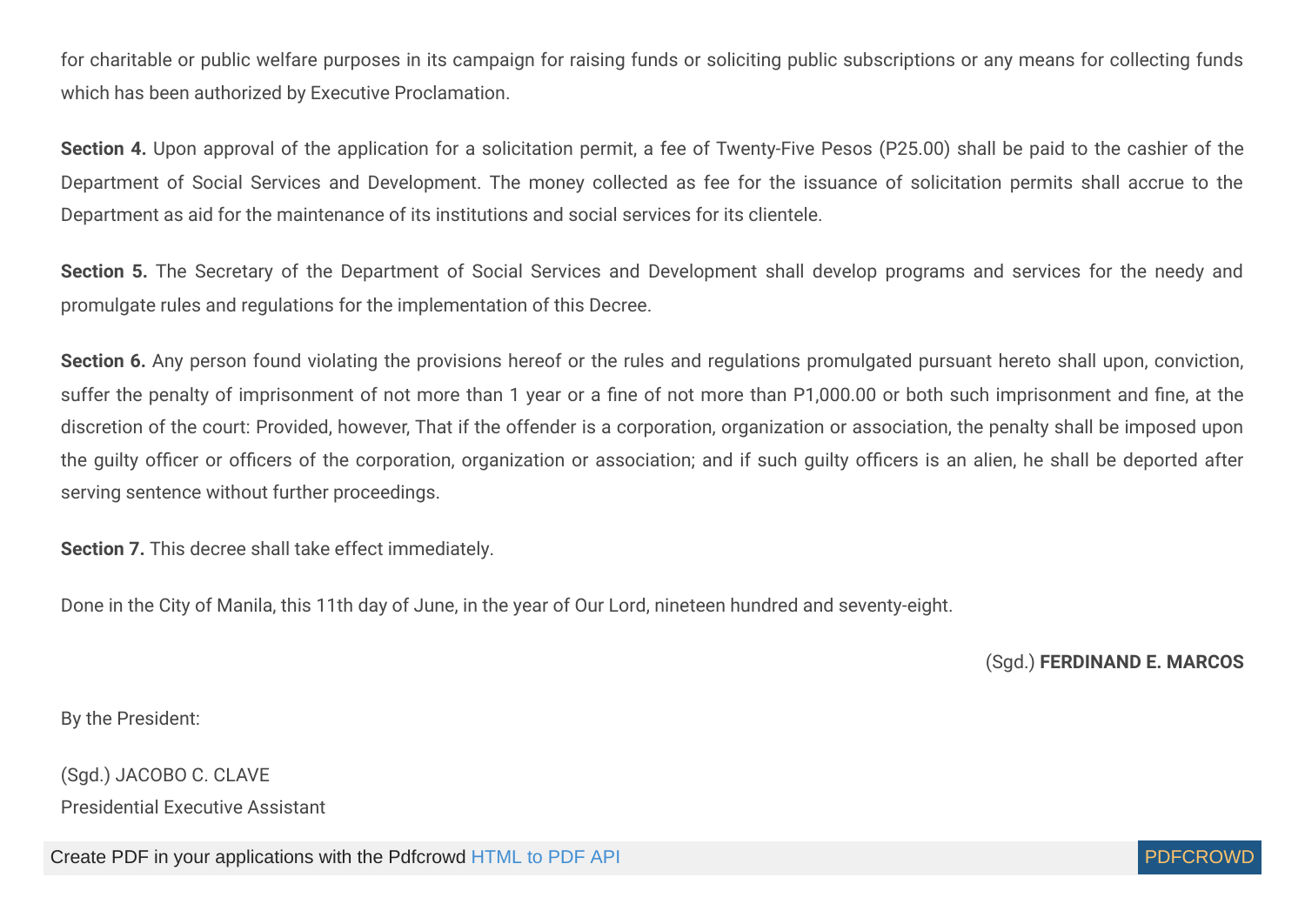for charitable or public welfare purposes in its campaign for raising funds or soliciting public subscriptions or any means for collecting funds which has been authorized by Executive Proclamation.

**Section 4.** Upon approval of the application for a solicitation permit, a fee of Twenty-Five Pesos (P25.00) shall be paid to the cashier of the Department of Social Services and Development. The money collected as fee for the issuance of solicitation permits shall accrue to the Department as aid for the maintenance of its institutions and social services for its clientele.

**Section 5.** The Secretary of the Department of Social Services and Development shall develop programs and services for the needy and promulgate rules and regulations for the implementation of this Decree.

**Section 6.** Any person found violating the provisions hereof or the rules and regulations promulgated pursuant hereto shall upon, conviction, suffer the penalty of imprisonment of not more than 1 year or a fine of not more than P1,000.00 or both such imprisonment and fine, at the discretion of the court: Provided, however, That if the offender is a corporation, organization or association, the penalty shall be imposed upon the guilty officer or officers of the corporation, organization or association; and if such guilty officers is an alien, he shall be deported after serving sentence without further proceedings.

**Section 7.** This decree shall take effect immediately.

Done in the City of Manila, this 11th day of June, in the year of Our Lord, nineteen hundred and seventy-eight.

(Sgd.) **FERDINAND E. MARCOS**

By the President:

(Sgd.) JACOBO C. CLAVE
Presidential Executive Assistant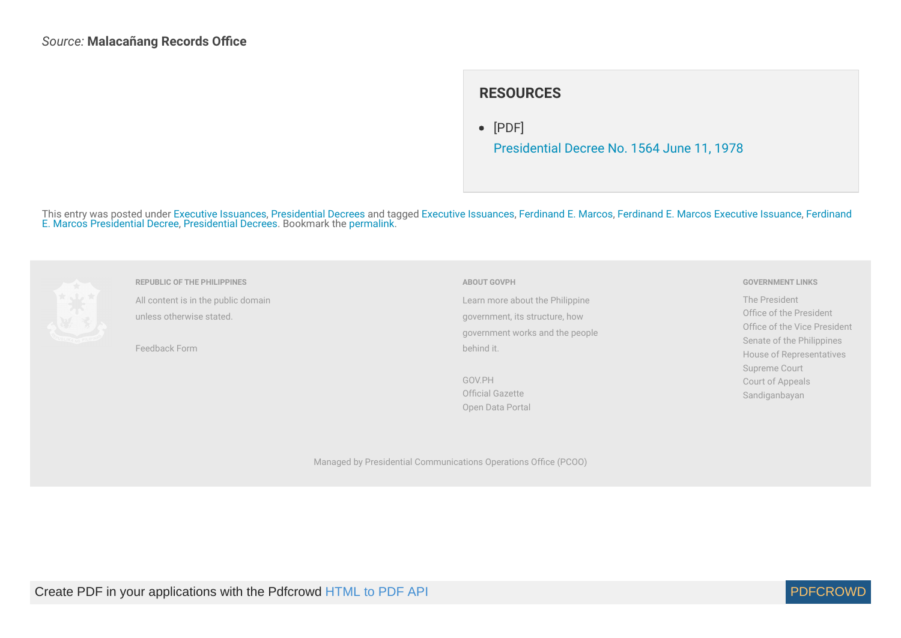*Source:* **Malacañang Records Office**

## RESOURCES

- [PDF]
  Presidential Decree No. 1564 June 11, 1978

This entry was posted under Executive Issuances, Presidential Decrees and tagged Executive Issuances, Ferdinand E. Marcos, Ferdinand E. Marcos Executive Issuance, Ferdinand E. Marcos Presidential Decree, Presidential Decrees. Bookmark the permalink.

REPUBLIC OF THE PHILIPPINES

All content is in the public domain unless otherwise stated.

Feedback Form

ABOUT GOVPH

Learn more about the Philippine government, its structure, how government works and the people behind it.

GOV.PH
Official Gazette
Open Data Portal

GOVERNMENT LINKS

The President
Office of the President
Office of the Vice President
Senate of the Philippines
House of Representatives
Supreme Court
Court of Appeals
Sandiganbayan

Managed by Presidential Communications Operations Office (PCOO)